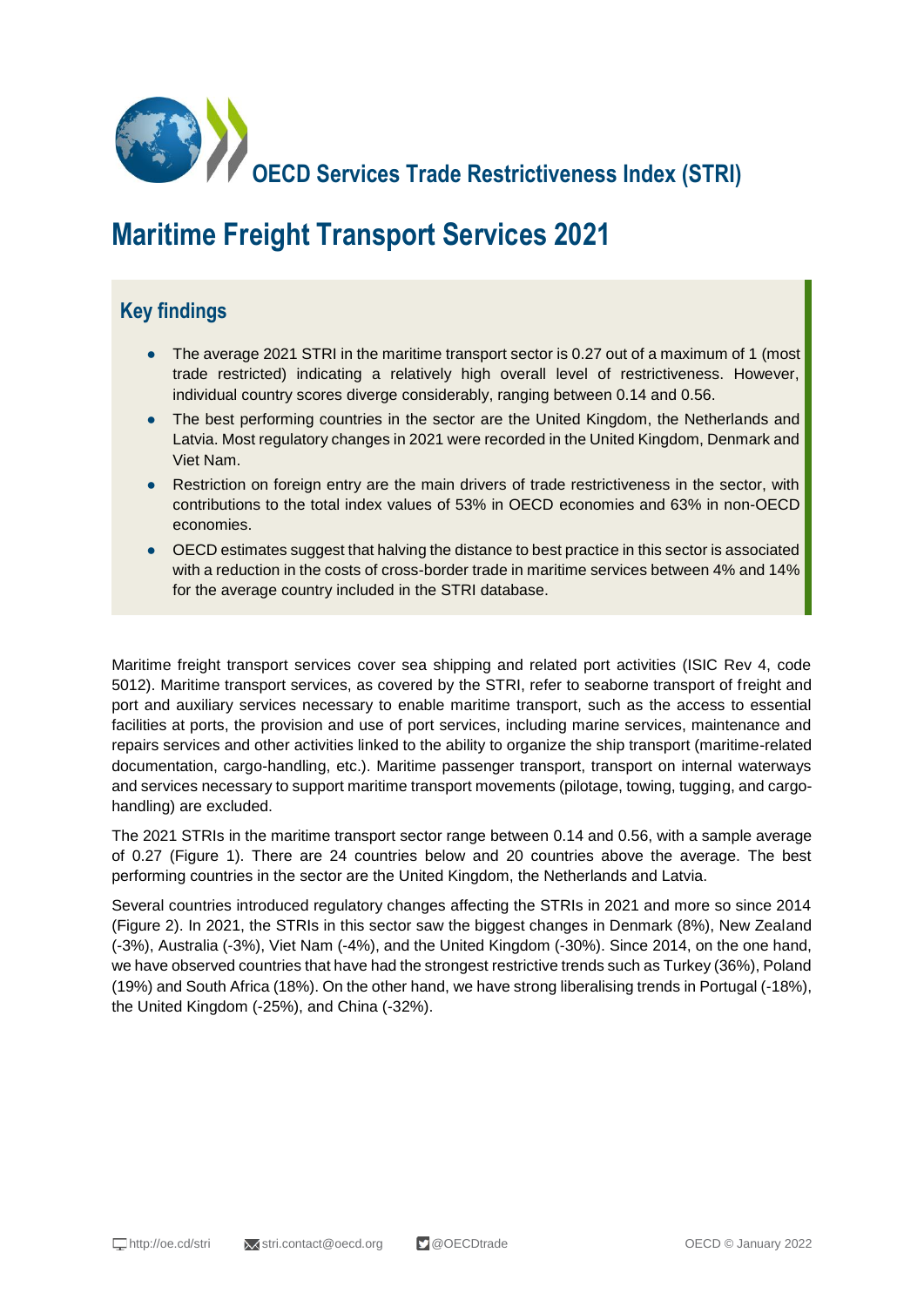# OECD Services Trade Restrictiveness Index (STRI)

# Maritime Freight Transport Services 2021

## Key findings

- The average 2021 STRI in the maritime transport sector is 0.27 out of a maximum of 1 (most trade restricted) indicating a relatively high overall level of restrictiveness. However, individual country scores diverge considerably, ranging between 0.14 and 0.56.
- The best performing countries in the sector are the United Kingdom, the Netherlands and Latvia. Most regulatory changes in 2021 were recorded in the United Kingdom, Denmark and Viet Nam.
- Restriction on foreign entry are the main drivers of trade restrictiveness in the sector, with contributions to the total index values of 53% in OECD economies and 63% in non-OECD economies.
- OECD estimates suggest that halving the distance to best practice in this sector is associated with a reduction in the costs of cross-border trade in maritime services between 4% and 14% for the average country included in the STRI database.

Maritime freight transport services cover sea shipping and related port activities (ISIC Rev 4, code 5012). Maritime transport services, as covered by the STRI, refer to seaborne transport of freight and port and auxiliary services necessary to enable maritime transport, such as the access to essential facilities at ports, the provision and use of port services, including marine services, maintenance and repairs services and other activities linked to the ability to organize the ship transport (maritime-related documentation, cargo-handling, etc.). Maritime passenger transport, transport on internal waterways and services necessary to support maritime transport movements (pilotage, towing, tugging, and cargo-handling) are excluded.

The 2021 STRIs in the maritime transport sector range between 0.14 and 0.56, with a sample average of 0.27 (Figure 1). There are 24 countries below and 20 countries above the average. The best performing countries in the sector are the United Kingdom, the Netherlands and Latvia.

Several countries introduced regulatory changes affecting the STRIs in 2021 and more so since 2014 (Figure 2). In 2021, the STRIs in this sector saw the biggest changes in Denmark (8%), New Zealand (-3%), Australia (-3%), Viet Nam (-4%), and the United Kingdom (-30%). Since 2014, on the one hand, we have observed countries that have had the strongest restrictive trends such as Turkey (36%), Poland (19%) and South Africa (18%). On the other hand, we have strong liberalising trends in Portugal (-18%), the United Kingdom (-25%), and China (-32%).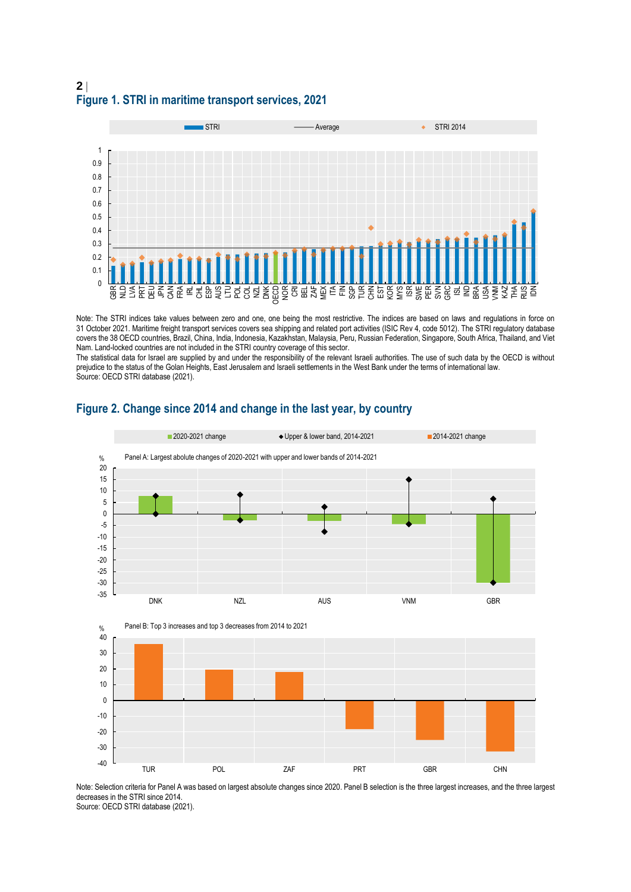## Figure 1. STRI in maritime transport services, 2021

Note: The STRI indices take values between zero and one, one being the most restrictive. The indices are based on laws and regulations in force on 31 October 2021. Maritime freight transport services covers sea shipping and related port activities (ISIC Rev 4, code 5012). The STRI regulatory database covers the 38 OECD countries, Brazil, China, India, Indonesia, Kazakhstan, Malaysia, Peru, Russian Federation, Singapore, South Africa, Thailand, and Viet Nam. Land-locked countries are not included in the STRI country coverage of this sector.
The statistical data for Israel are supplied by and under the responsibility of the relevant Israeli authorities. The use of such data by the OECD is without prejudice to the status of the Golan Heights, East Jerusalem and Israeli settlements in the West Bank under the terms of international law.
Source: OECD STRI database (2021).

## Figure 2. Change since 2014 and change in the last year, by country

Note: Selection criteria for Panel A was based on largest absolute changes since 2020. Panel B selection is the three largest increases, and the three largest decreases in the STRI since 2014.
Source: OECD STRI database (2021).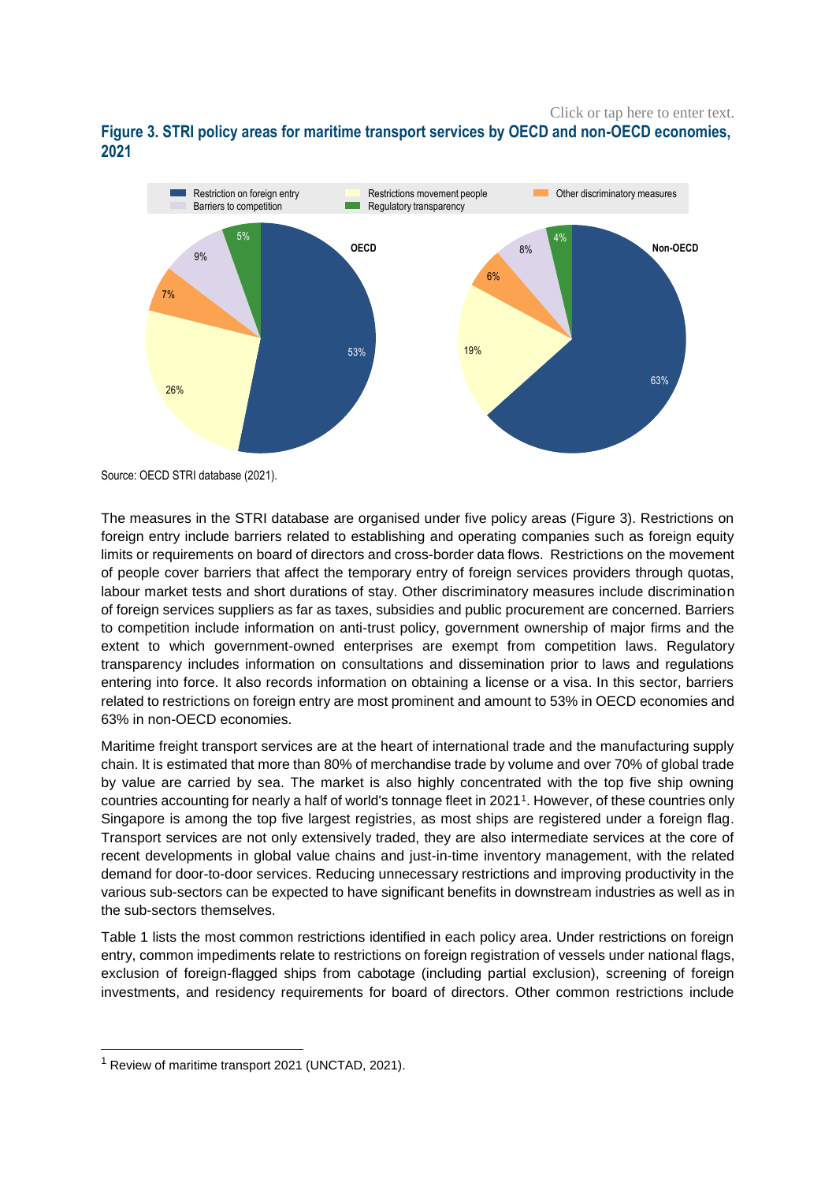Click or tap here to enter text.

**Figure 3. STRI policy areas for maritime transport services by OECD and non-OECD economies, 2021**

Source: OECD STRI database (2021).

The measures in the STRI database are organised under five policy areas (Figure 3). Restrictions on foreign entry include barriers related to establishing and operating companies such as foreign equity limits or requirements on board of directors and cross-border data flows. Restrictions on the movement of people cover barriers that affect the temporary entry of foreign services providers through quotas, labour market tests and short durations of stay. Other discriminatory measures include discrimination of foreign services suppliers as far as taxes, subsidies and public procurement are concerned. Barriers to competition include information on anti-trust policy, government ownership of major firms and the extent to which government-owned enterprises are exempt from competition laws. Regulatory transparency includes information on consultations and dissemination prior to laws and regulations entering into force. It also records information on obtaining a license or a visa. In this sector, barriers related to restrictions on foreign entry are most prominent and amount to 53% in OECD economies and 63% in non-OECD economies.

Maritime freight transport services are at the heart of international trade and the manufacturing supply chain. It is estimated that more than 80% of merchandise trade by volume and over 70% of global trade by value are carried by sea. The market is also highly concentrated with the top five ship owning countries accounting for nearly a half of world's tonnage fleet in 2021[1]. However, of these countries only Singapore is among the top five largest registries, as most ships are registered under a foreign flag. Transport services are not only extensively traded, they are also intermediate services at the core of recent developments in global value chains and just-in-time inventory management, with the related demand for door-to-door services. Reducing unnecessary restrictions and improving productivity in the various sub-sectors can be expected to have significant benefits in downstream industries as well as in the sub-sectors themselves.

Table 1 lists the most common restrictions identified in each policy area. Under restrictions on foreign entry, common impediments relate to restrictions on foreign registration of vessels under national flags, exclusion of foreign-flagged ships from cabotage (including partial exclusion), screening of foreign investments, and residency requirements for board of directors. Other common restrictions include

[1] Review of maritime transport 2021 (UNCTAD, 2021).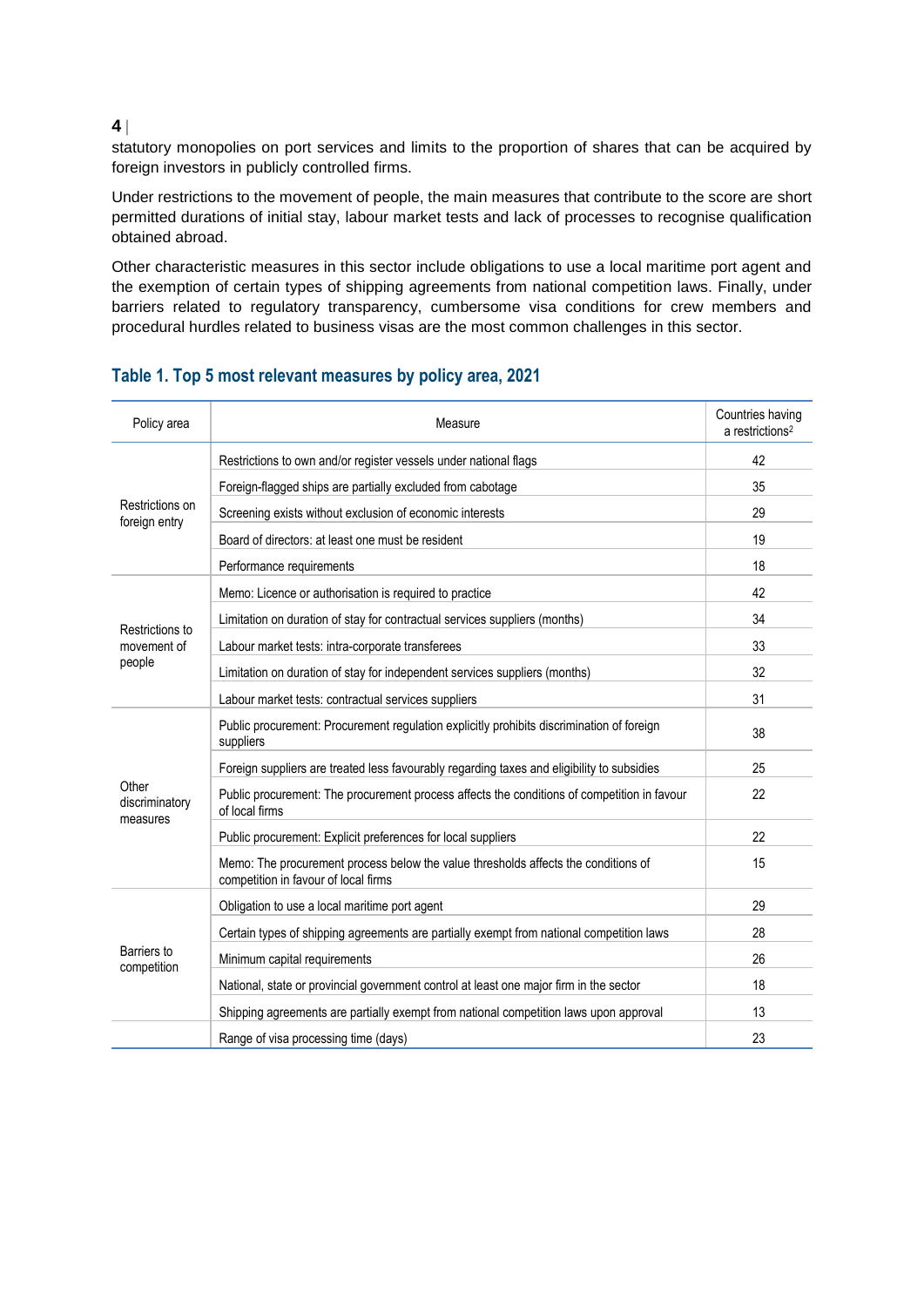statutory monopolies on port services and limits to the proportion of shares that can be acquired by foreign investors in publicly controlled firms.

Under restrictions to the movement of people, the main measures that contribute to the score are short permitted durations of initial stay, labour market tests and lack of processes to recognise qualification obtained abroad.

Other characteristic measures in this sector include obligations to use a local maritime port agent and the exemption of certain types of shipping agreements from national competition laws. Finally, under barriers related to regulatory transparency, cumbersome visa conditions for crew members and procedural hurdles related to business visas are the most common challenges in this sector.

## Table 1. Top 5 most relevant measures by policy area, 2021

| Policy area | Measure | Countries having a restrictions[2] |
|---|---|---|
| Restrictions on foreign entry | Restrictions to own and/or register vessels under national flags | 42 |
| | Foreign-flagged ships are partially excluded from cabotage | 35 |
| | Screening exists without exclusion of economic interests | 29 |
| | Board of directors: at least one must be resident | 19 |
| | Performance requirements | 18 |
| Restrictions to movement of people | Memo: Licence or authorisation is required to practice | 42 |
| | Limitation on duration of stay for contractual services suppliers (months) | 34 |
| | Labour market tests: intra-corporate transferees | 33 |
| | Limitation on duration of stay for independent services suppliers (months) | 32 |
| | Labour market tests: contractual services suppliers | 31 |
| Other discriminatory measures | Public procurement: Procurement regulation explicitly prohibits discrimination of foreign suppliers | 38 |
| | Foreign suppliers are treated less favourably regarding taxes and eligibility to subsidies | 25 |
| | Public procurement: The procurement process affects the conditions of competition in favour of local firms | 22 |
| | Public procurement: Explicit preferences for local suppliers | 22 |
| | Memo: The procurement process below the value thresholds affects the conditions of competition in favour of local firms | 15 |
| Barriers to competition | Obligation to use a local maritime port agent | 29 |
| | Certain types of shipping agreements are partially exempt from national competition laws | 28 |
| | Minimum capital requirements | 26 |
| | National, state or provincial government control at least one major firm in the sector | 18 |
| | Shipping agreements are partially exempt from national competition laws upon approval | 13 |
| | Range of visa processing time (days) | 23 |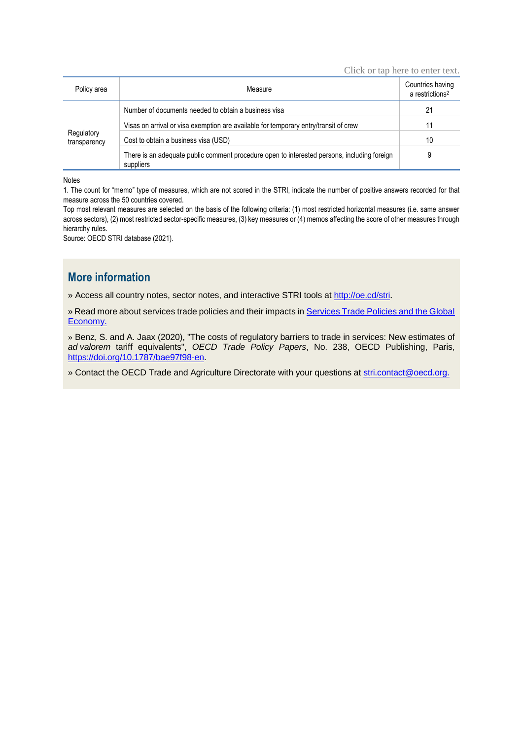Click or tap here to enter text.

| Policy area | Measure | Countries having a restrictions[2] |
|---|---|---|
| Regulatory transparency | Number of documents needed to obtain a business visa | 21 |
| | Visas on arrival or visa exemption are available for temporary entry/transit of crew | 11 |
| | Cost to obtain a business visa (USD) | 10 |
| | There is an adequate public comment procedure open to interested persons, including foreign suppliers | 9 |

Notes

1. The count for "memo" type of measures, which are not scored in the STRI, indicate the number of positive answers recorded for that measure across the 50 countries covered.

Top most relevant measures are selected on the basis of the following criteria: (1) most restricted horizontal measures (i.e. same answer across sectors), (2) most restricted sector-specific measures, (3) key measures or (4) memos affecting the score of other measures through hierarchy rules.

Source: OECD STRI database (2021).

## More information

» Access all country notes, sector notes, and interactive STRI tools at http://oe.cd/stri.

» Read more about services trade policies and their impacts in Services Trade Policies and the Global Economy.

» Benz, S. and A. Jaax (2020), "The costs of regulatory barriers to trade in services: New estimates of *ad valorem* tariff equivalents", *OECD Trade Policy Papers*, No. 238, OECD Publishing, Paris, https://doi.org/10.1787/bae97f98-en.

» Contact the OECD Trade and Agriculture Directorate with your questions at stri.contact@oecd.org.